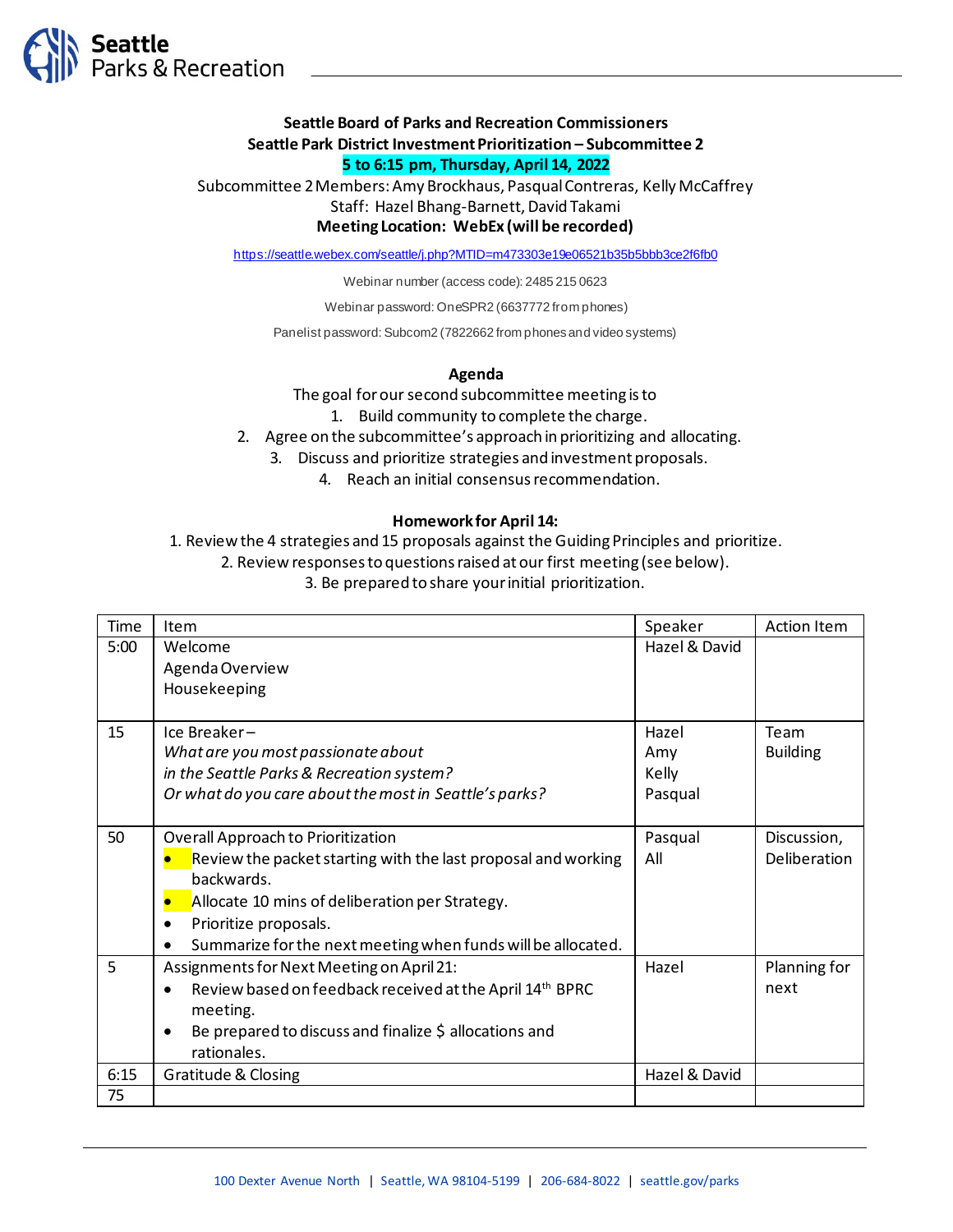Seattle Parks & Recreation

**Seattle Board of Parks and Recreation Commissioners**
**Seattle Park District Investment Prioritization – Subcommittee 2**
**5 to 6:15 pm, Thursday, April 14, 2022**

Subcommittee 2 Members: Amy Brockhaus, Pasqual Contreras, Kelly McCaffrey
Staff: Hazel Bhang-Barnett, David Takami
**Meeting Location: WebEx (will be recorded)**

https://seattle.webex.com/seattle/j.php?MTID=m473303e19e06521b35b5bbb3ce2f6fb0

Webinar number (access code): 2485 215 0623

Webinar password: OneSPR2 (6637772 from phones)

Panelist password: Subcom2 (7822662 from phones and video systems)

## Agenda

The goal for our second subcommittee meeting is to

1. Build community to complete the charge.
2. Agree on the subcommittee's approach in prioritizing and allocating.
3. Discuss and prioritize strategies and investment proposals.
4. Reach an initial consensus recommendation.

**Homework for April 14:**

1. Review the 4 strategies and 15 proposals against the Guiding Principles and prioritize.
2. Review responses to questions raised at our first meeting (see below).
3. Be prepared to share your initial prioritization.

| Time | Item | Speaker | Action Item |
|---|---|---|---|
| 5:00 | Welcome<br>Agenda Overview<br>Housekeeping | Hazel & David | |
| 15 | Ice Breaker –<br>*What are you most passionate about in the Seattle Parks & Recreation system?*<br>*Or what do you care about the most in Seattle's parks?* | Hazel<br>Amy<br>Kelly<br>Pasqual | Team Building |
| 50 | Overall Approach to Prioritization<br>• Review the packet starting with the last proposal and working backwards.<br>• Allocate 10 mins of deliberation per Strategy.<br>• Prioritize proposals.<br>• Summarize for the next meeting when funds will be allocated. | Pasqual<br>All | Discussion, Deliberation |
| 5 | Assignments for Next Meeting on April 21:<br>• Review based on feedback received at the April 14th BPRC meeting.<br>• Be prepared to discuss and finalize $ allocations and rationales. | Hazel | Planning for next |
| 6:15 | Gratitude & Closing | Hazel & David | |
| 75 | | | |

100 Dexter Avenue North | Seattle, WA 98104-5199 | 206-684-8022 | seattle.gov/parks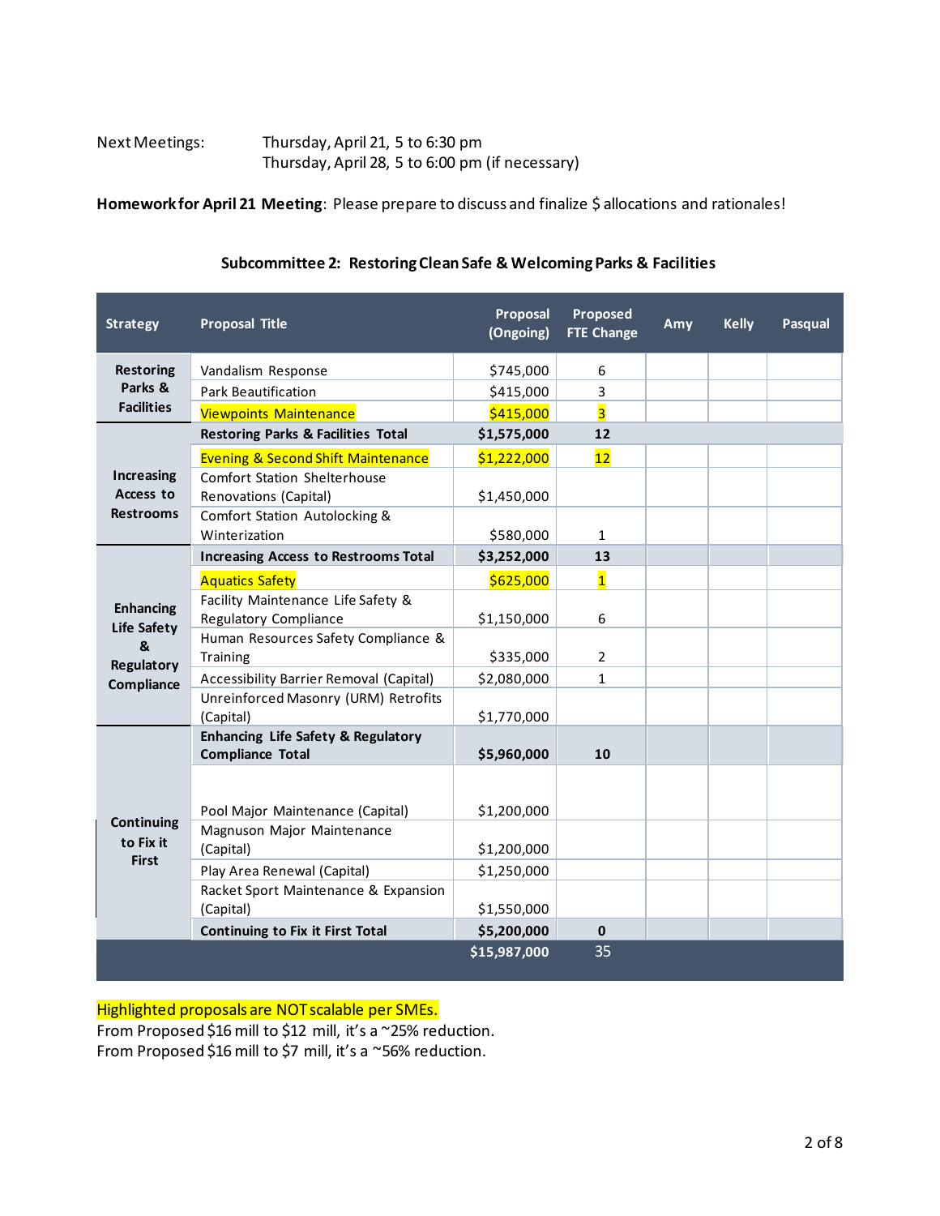Next Meetings: Thursday, April 21, 5 to 6:30 pm
Thursday, April 28, 5 to 6:00 pm (if necessary)

**Homework for April 21 Meeting**: Please prepare to discuss and finalize $ allocations and rationales!

## Subcommittee 2: Restoring Clean Safe & Welcoming Parks & Facilities

| Strategy | Proposal Title | Proposal (Ongoing) | Proposed FTE Change | Amy | Kelly | Pasqual |
|---|---|---|---|---|---|---|
| **Restoring Parks & Facilities** | Vandalism Response | $745,000 | 6 | | | |
| | Park Beautification | $415,000 | 3 | | | |
| | Viewpoints Maintenance | $415,000 | 3 | | | |
| | **Restoring Parks & Facilities Total** | **$1,575,000** | **12** | | | |
| **Increasing Access to Restrooms** | Evening & Second Shift Maintenance | $1,222,000 | 12 | | | |
| | Comfort Station Shelterhouse Renovations (Capital) | $1,450,000 | | | | |
| | Comfort Station Autolocking & Winterization | $580,000 | 1 | | | |
| | **Increasing Access to Restrooms Total** | **$3,252,000** | **13** | | | |
| **Enhancing Life Safety & Regulatory Compliance** | Aquatics Safety | $625,000 | 1 | | | |
| | Facility Maintenance Life Safety & Regulatory Compliance | $1,150,000 | 6 | | | |
| | Human Resources Safety Compliance & Training | $335,000 | 2 | | | |
| | Accessibility Barrier Removal (Capital) | $2,080,000 | 1 | | | |
| | Unreinforced Masonry (URM) Retrofits (Capital) | $1,770,000 | | | | |
| | **Enhancing Life Safety & Regulatory Compliance Total** | **$5,960,000** | **10** | | | |
| **Continuing to Fix it First** | Pool Major Maintenance (Capital) | $1,200,000 | | | | |
| | Magnuson Major Maintenance (Capital) | $1,200,000 | | | | |
| | Play Area Renewal (Capital) | $1,250,000 | | | | |
| | Racket Sport Maintenance & Expansion (Capital) | $1,550,000 | | | | |
| | **Continuing to Fix it First Total** | **$5,200,000** | **0** | | | |
| | | **$15,987,000** | 35 | | | |

Highlighted proposals are NOT scalable per SMEs. (Highlighted: Viewpoints Maintenance, Evening & Second Shift Maintenance, Aquatics Safety)

From Proposed $16 mill to $12 mill, it's a ~25% reduction.
From Proposed $16 mill to $7 mill, it's a ~56% reduction.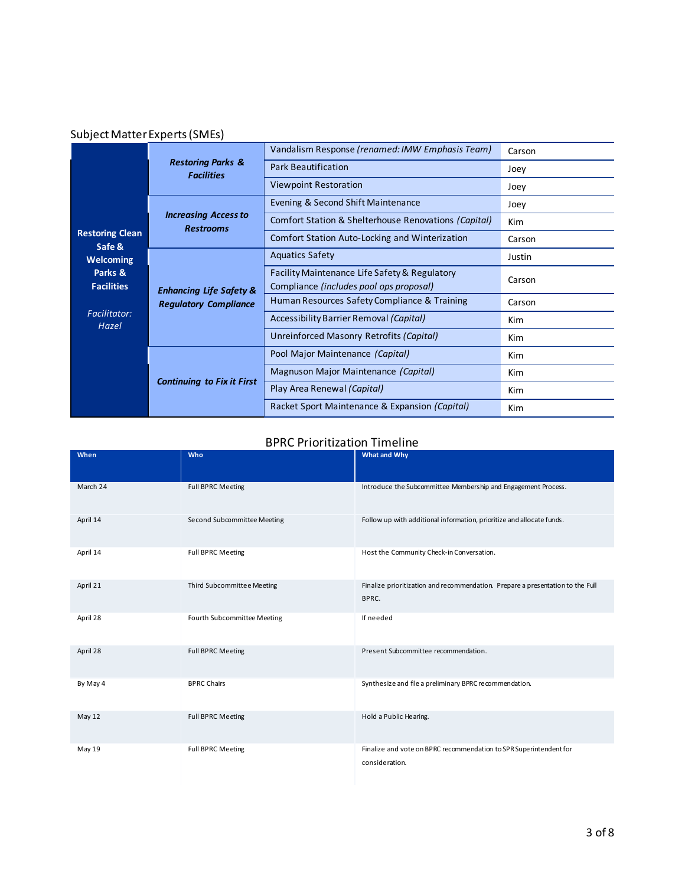## Subject Matter Experts (SMEs)

| Goal | Category | Item | SME |
|---|---|---|---|
| **Restoring Clean Safe & Welcoming Parks & Facilities** *Facilitator: Hazel* | ***Restoring Parks & Facilities*** | Vandalism Response *(renamed: IMW Emphasis Team)* | Carson |
| | | Park Beautification | Joey |
| | | Viewpoint Restoration | Joey |
| | ***Increasing Access to Restrooms*** | Evening & Second Shift Maintenance | Joey |
| | | Comfort Station & Shelterhouse Renovations *(Capital)* | Kim |
| | | Comfort Station Auto-Locking and Winterization | Carson |
| | ***Enhancing Life Safety & Regulatory Compliance*** | Aquatics Safety | Justin |
| | | Facility Maintenance Life Safety & Regulatory Compliance *(includes pool ops proposal)* | Carson |
| | | Human Resources Safety Compliance & Training | Carson |
| | | Accessibility Barrier Removal *(Capital)* | Kim |
| | | Unreinforced Masonry Retrofits *(Capital)* | Kim |
| | ***Continuing to Fix it First*** | Pool Major Maintenance *(Capital)* | Kim |
| | | Magnuson Major Maintenance *(Capital)* | Kim |
| | | Play Area Renewal *(Capital)* | Kim |
| | | Racket Sport Maintenance & Expansion *(Capital)* | Kim |

## BPRC Prioritization Timeline

| When | Who | What and Why |
|---|---|---|
| March 24 | Full BPRC Meeting | Introduce the Subcommittee Membership and Engagement Process. |
| April 14 | Second Subcommittee Meeting | Follow up with additional information, prioritize and allocate funds. |
| April 14 | Full BPRC Meeting | Host the Community Check-in Conversation. |
| April 21 | Third Subcommittee Meeting | Finalize prioritization and recommendation. Prepare a presentation to the Full BPRC. |
| April 28 | Fourth Subcommittee Meeting | If needed |
| April 28 | Full BPRC Meeting | Present Subcommittee recommendation. |
| By May 4 | BPRC Chairs | Synthesize and file a preliminary BPRC recommendation. |
| May 12 | Full BPRC Meeting | Hold a Public Hearing. |
| May 19 | Full BPRC Meeting | Finalize and vote on BPRC recommendation to SPR Superintendent for consideration. |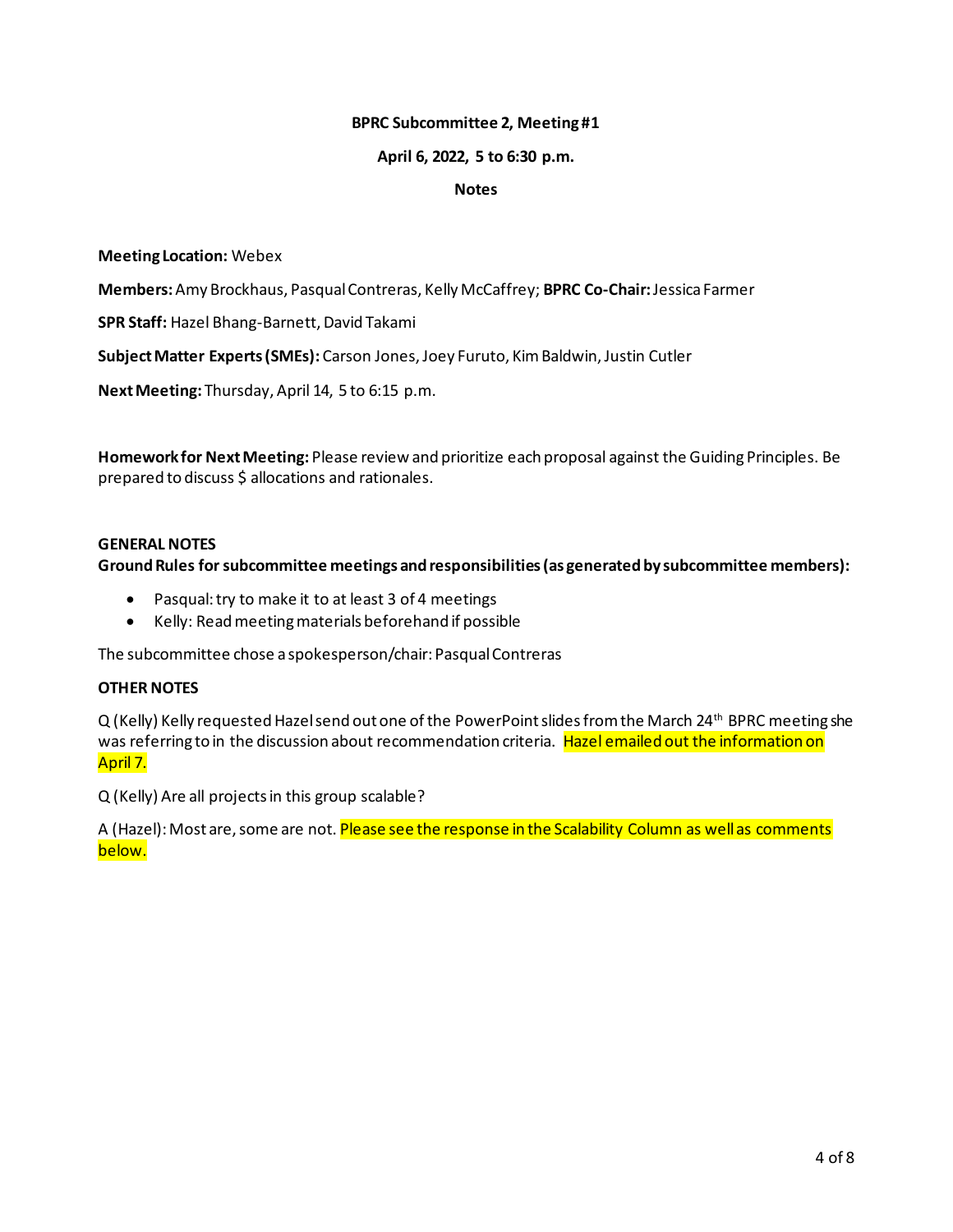**BPRC Subcommittee 2, Meeting #1**

**April 6, 2022, 5 to 6:30 p.m.**

**Notes**

**Meeting Location:** Webex

**Members:** Amy Brockhaus, Pasqual Contreras, Kelly McCaffrey; **BPRC Co-Chair:** Jessica Farmer

**SPR Staff:** Hazel Bhang-Barnett, David Takami

**Subject Matter Experts (SMEs):** Carson Jones, Joey Furuto, Kim Baldwin, Justin Cutler

**Next Meeting:** Thursday, April 14, 5 to 6:15 p.m.

**Homework for Next Meeting:** Please review and prioritize each proposal against the Guiding Principles. Be prepared to discuss $ allocations and rationales.

**GENERAL NOTES**

**Ground Rules for subcommittee meetings and responsibilities (as generated by subcommittee members):**

- Pasqual: try to make it to at least 3 of 4 meetings
- Kelly: Read meeting materials beforehand if possible

The subcommittee chose a spokesperson/chair: Pasqual Contreras

**OTHER NOTES**

Q (Kelly) Kelly requested Hazel send out one of the PowerPoint slides from the March 24th BPRC meeting she was referring to in the discussion about recommendation criteria. Hazel emailed out the information on April 7.

Q (Kelly) Are all projects in this group scalable?

A (Hazel): Most are, some are not. Please see the response in the Scalability Column as well as comments below.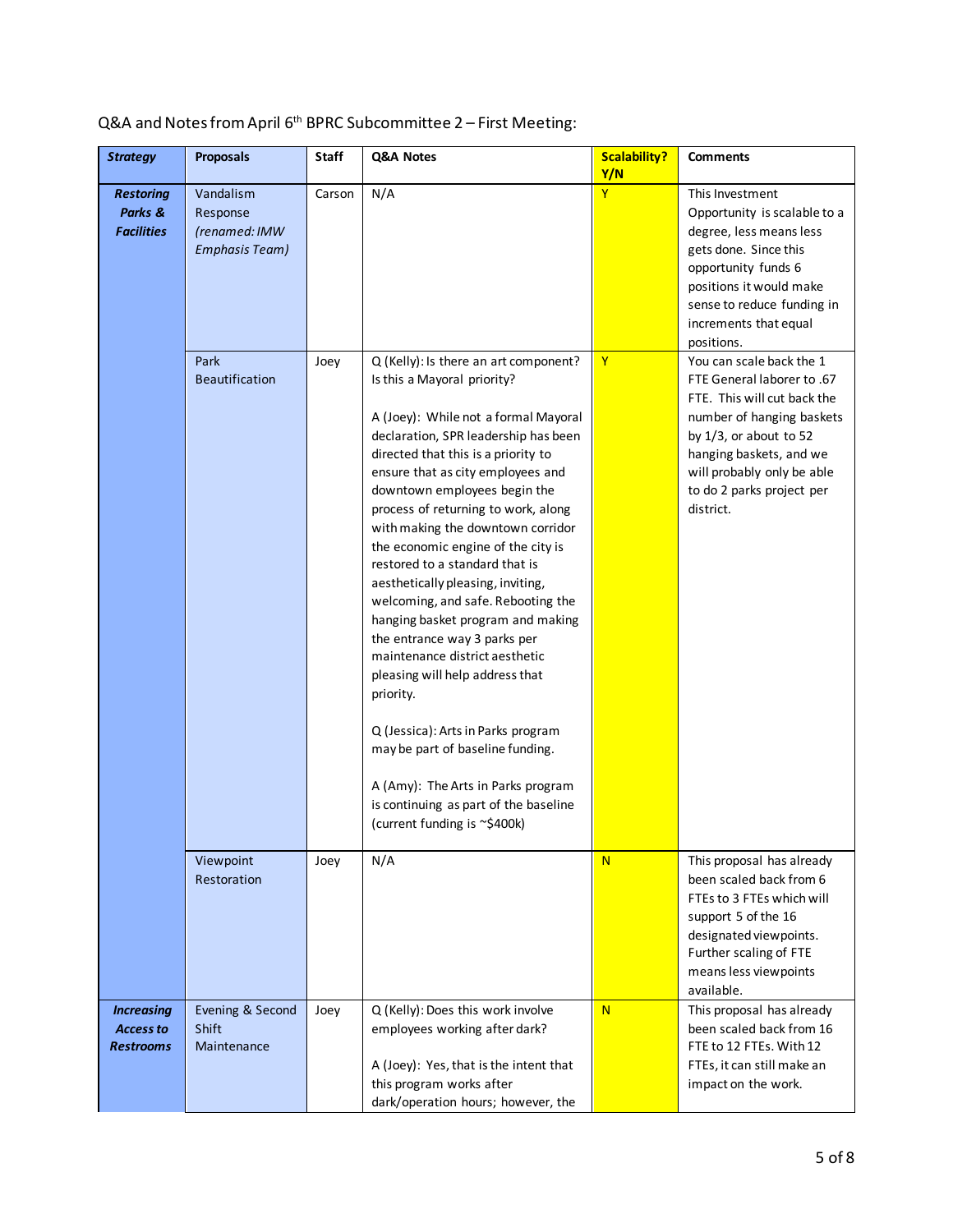Q&A and Notes from April 6th BPRC Subcommittee 2 – First Meeting:

| ***Strategy*** | **Proposals** | **Staff** | **Q&A Notes** | **Scalability? Y/N** | **Comments** |
|---|---|---|---|---|---|
| ***Restoring Parks & Facilities*** | Vandalism Response *(renamed: IMW Emphasis Team)* | Carson | N/A | Y | This Investment Opportunity is scalable to a degree, less means less gets done. Since this opportunity funds 6 positions it would make sense to reduce funding in increments that equal positions. |
| | Park Beautification | Joey | Q (Kelly): Is there an art component? Is this a Mayoral priority?<br><br>A (Joey): While not a formal Mayoral declaration, SPR leadership has been directed that this is a priority to ensure that as city employees and downtown employees begin the process of returning to work, along with making the downtown corridor the economic engine of the city is restored to a standard that is aesthetically pleasing, inviting, welcoming, and safe. Rebooting the hanging basket program and making the entrance way 3 parks per maintenance district aesthetic pleasing will help address that priority.<br><br>Q (Jessica): Arts in Parks program may be part of baseline funding.<br><br>A (Amy): The Arts in Parks program is continuing as part of the baseline (current funding is ~$400k) | Y | You can scale back the 1 FTE General laborer to .67 FTE. This will cut back the number of hanging baskets by 1/3, or about to 52 hanging baskets, and we will probably only be able to do 2 parks project per district. |
| | Viewpoint Restoration | Joey | N/A | N | This proposal has already been scaled back from 6 FTEs to 3 FTEs which will support 5 of the 16 designated viewpoints. Further scaling of FTE means less viewpoints available. |
| ***Increasing Access to Restrooms*** | Evening & Second Shift Maintenance | Joey | Q (Kelly): Does this work involve employees working after dark?<br><br>A (Joey): Yes, that is the intent that this program works after dark/operation hours; however, the | N | This proposal has already been scaled back from 16 FTE to 12 FTEs. With 12 FTEs, it can still make an impact on the work. |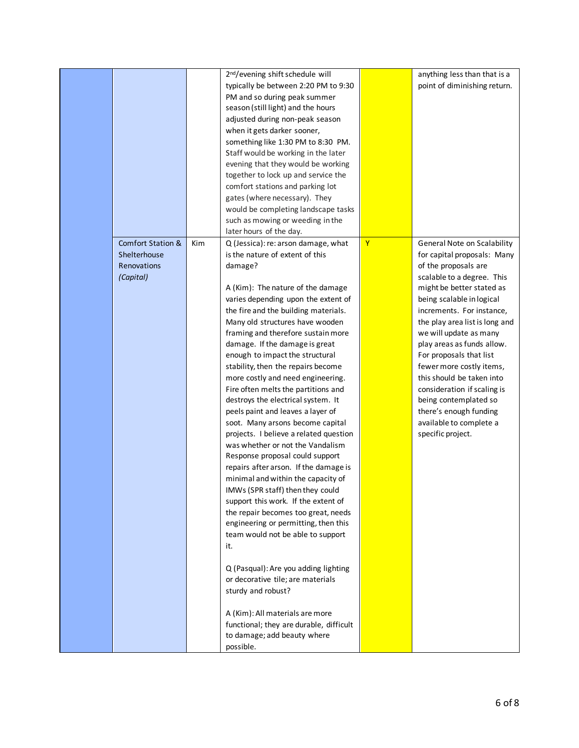| | | | | | |
|---|---|---|---|---|---|
| | | | 2nd/evening shift schedule will typically be between 2:20 PM to 9:30 PM and so during peak summer season (still light) and the hours adjusted during non-peak season when it gets darker sooner, something like 1:30 PM to 8:30 PM. Staff would be working in the later evening that they would be working together to lock up and service the comfort stations and parking lot gates (where necessary). They would be completing landscape tasks such as mowing or weeding in the later hours of the day. | | anything less than that is a point of diminishing return. |
| | Comfort Station & Shelterhouse Renovations *(Capital)* | Kim | Q (Jessica): re: arson damage, what is the nature of extent of this damage?<br><br>A (Kim): The nature of the damage varies depending upon the extent of the fire and the building materials. Many old structures have wooden framing and therefore sustain more damage. If the damage is great enough to impact the structural stability, then the repairs become more costly and need engineering. Fire often melts the partitions and destroys the electrical system. It peels paint and leaves a layer of soot. Many arsons become capital projects. I believe a related question was whether or not the Vandalism Response proposal could support repairs after arson. If the damage is minimal and within the capacity of IMWs (SPR staff) then they could support this work. If the extent of the repair becomes too great, needs engineering or permitting, then this team would not be able to support it.<br><br>Q (Pasqual): Are you adding lighting or decorative tile; are materials sturdy and robust?<br><br>A (Kim): All materials are more functional; they are durable, difficult to damage; add beauty where possible. | Y | General Note on Scalability for capital proposals: Many of the proposals are scalable to a degree. This might be better stated as being scalable in logical increments. For instance, the play area list is long and we will update as many play areas as funds allow. For proposals that list fewer more costly items, this should be taken into consideration if scaling is being contemplated so there's enough funding available to complete a specific project. |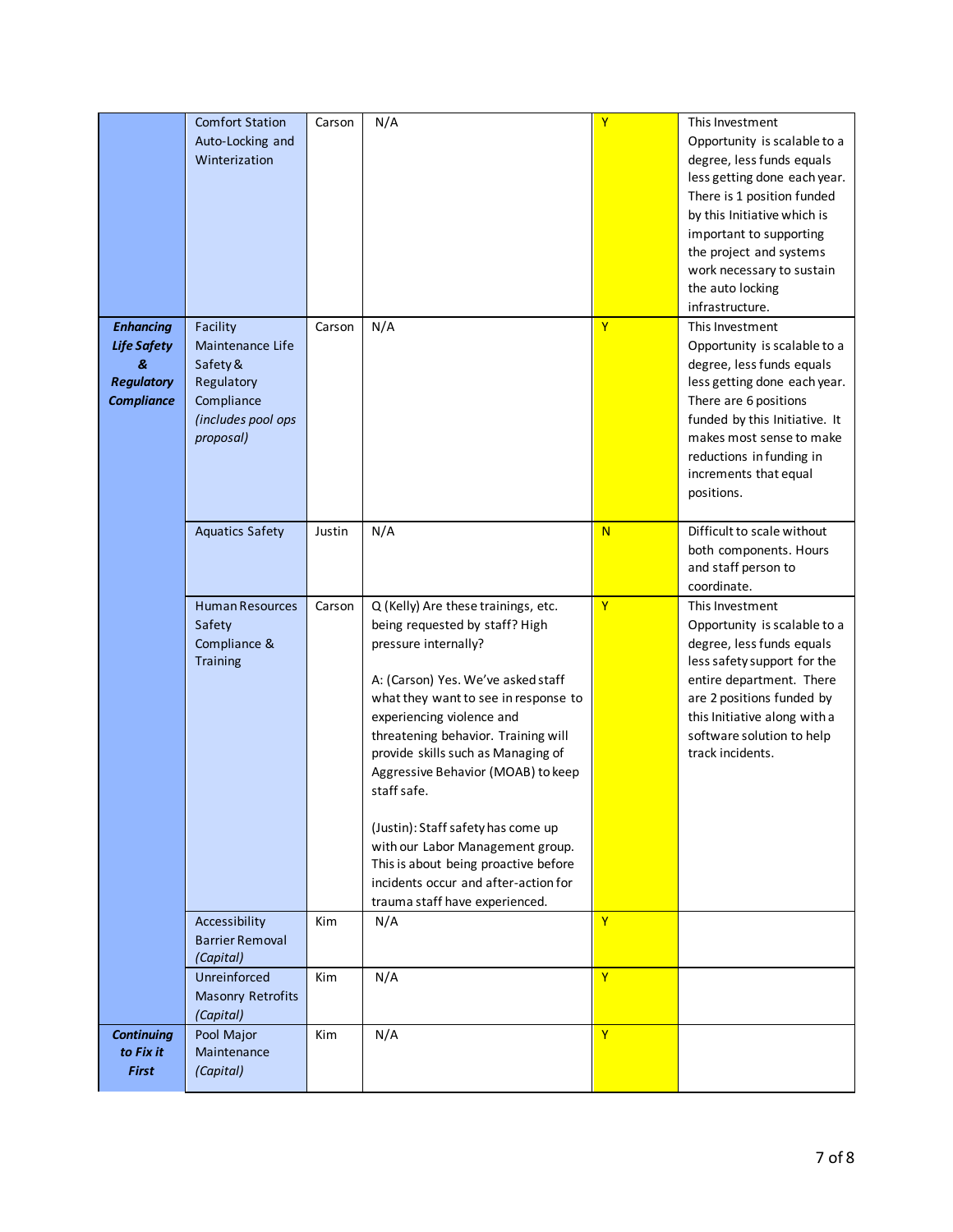| | | | | | |
|---|---|---|---|---|---|
| | Comfort Station Auto-Locking and Winterization | Carson | N/A | Y | This Investment Opportunity is scalable to a degree, less funds equals less getting done each year. There is 1 position funded by this Initiative which is important to supporting the project and systems work necessary to sustain the auto locking infrastructure. |
| ***Enhancing Life Safety & Regulatory Compliance*** | Facility Maintenance Life Safety & Regulatory Compliance *(includes pool ops proposal)* | Carson | N/A | Y | This Investment Opportunity is scalable to a degree, less funds equals less getting done each year. There are 6 positions funded by this Initiative. It makes most sense to make reductions in funding in increments that equal positions. |
| | Aquatics Safety | Justin | N/A | N | Difficult to scale without both components. Hours and staff person to coordinate. |
| | Human Resources Safety Compliance & Training | Carson | Q (Kelly) Are these trainings, etc. being requested by staff? High pressure internally?<br><br>A: (Carson) Yes. We've asked staff what they want to see in response to experiencing violence and threatening behavior. Training will provide skills such as Managing of Aggressive Behavior (MOAB) to keep staff safe.<br><br>(Justin): Staff safety has come up with our Labor Management group. This is about being proactive before incidents occur and after-action for trauma staff have experienced. | Y | This Investment Opportunity is scalable to a degree, less funds equals less safety support for the entire department. There are 2 positions funded by this Initiative along with a software solution to help track incidents. |
| | Accessibility Barrier Removal *(Capital)* | Kim | N/A | Y | |
| | Unreinforced Masonry Retrofits *(Capital)* | Kim | N/A | Y | |
| ***Continuing to Fix it First*** | Pool Major Maintenance *(Capital)* | Kim | N/A | Y | |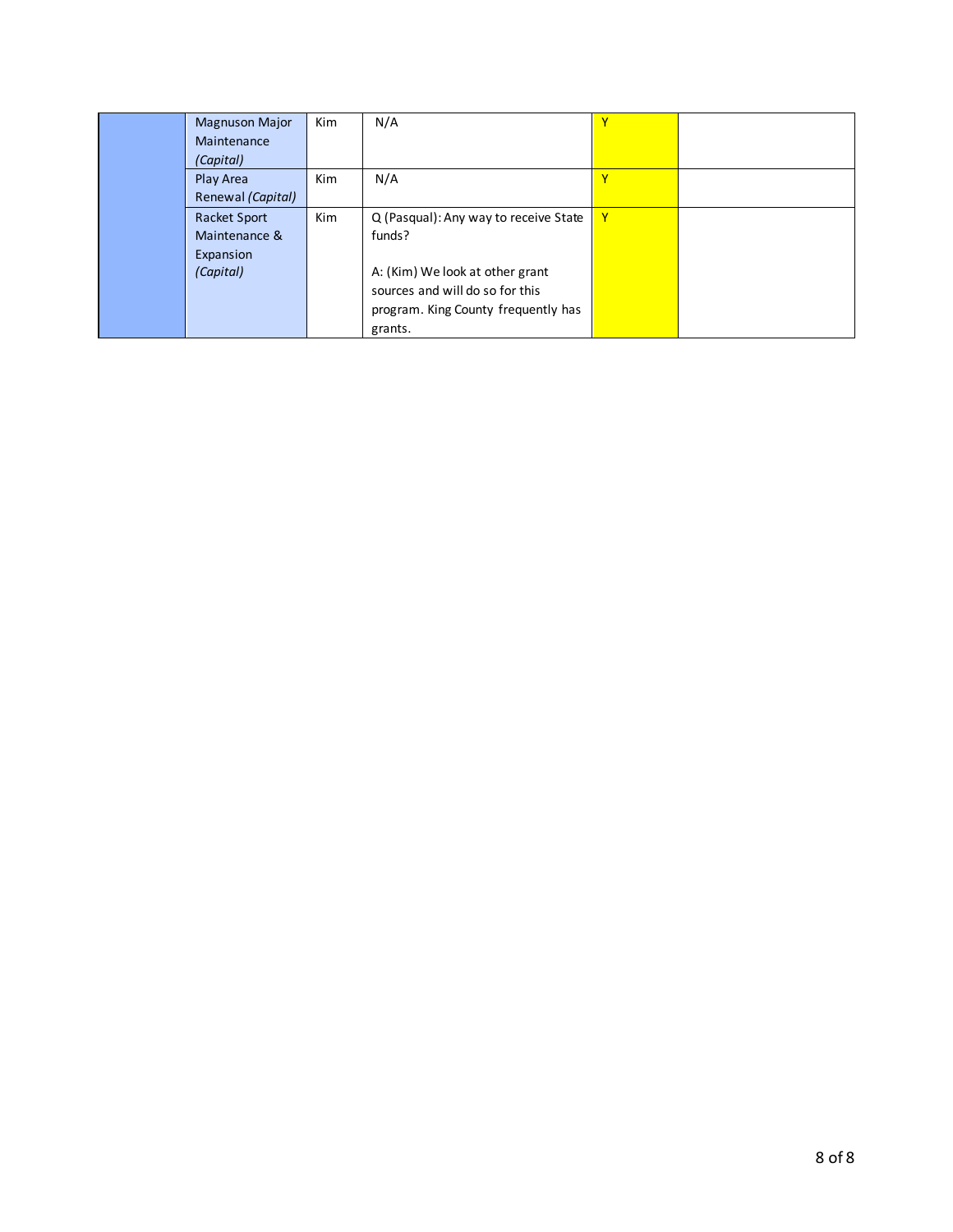| | | | | | |
|---|---|---|---|---|---|
| | Magnuson Major Maintenance *(Capital)* | Kim | N/A | Y | |
| | Play Area Renewal *(Capital)* | Kim | N/A | Y | |
| | Racket Sport Maintenance & Expansion *(Capital)* | Kim | Q (Pasqual): Any way to receive State funds?<br><br>A: (Kim) We look at other grant sources and will do so for this program. King County frequently has grants. | Y | |